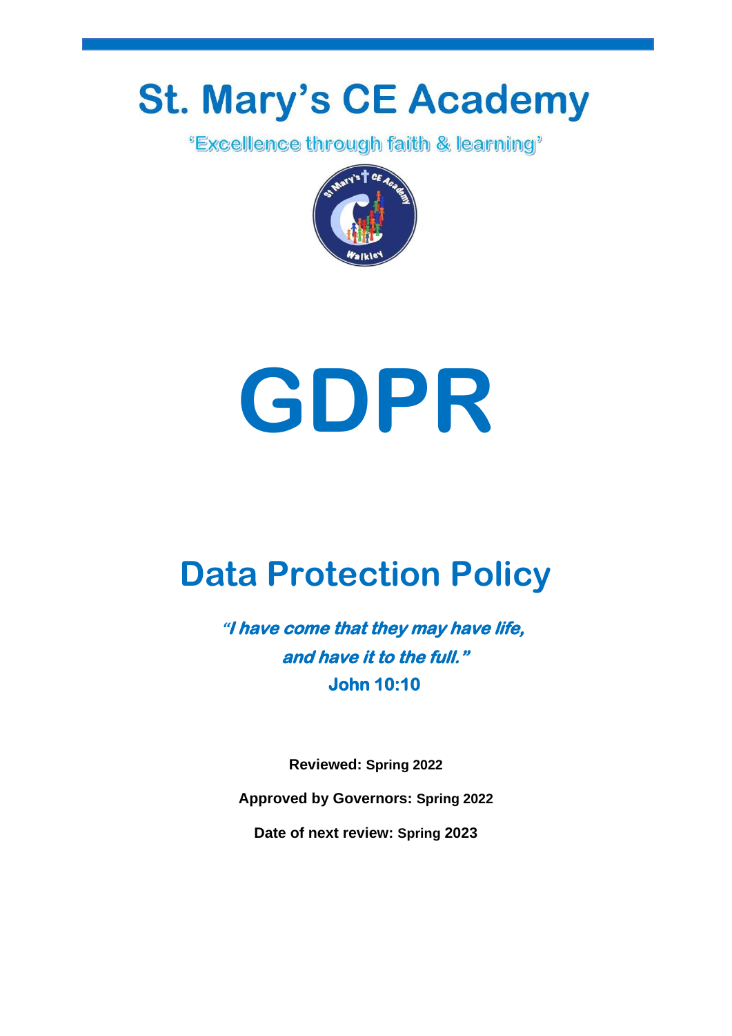# St. Mary's CE Academy

'Excellence through faith & learning'

# GDPR

## Data Protection Policy

***"I have come that they may have life,***
***and have it to the full."***
**John 10:10**

**Reviewed: Spring 2022**

**Approved by Governors: Spring 2022**

**Date of next review: Spring 2023**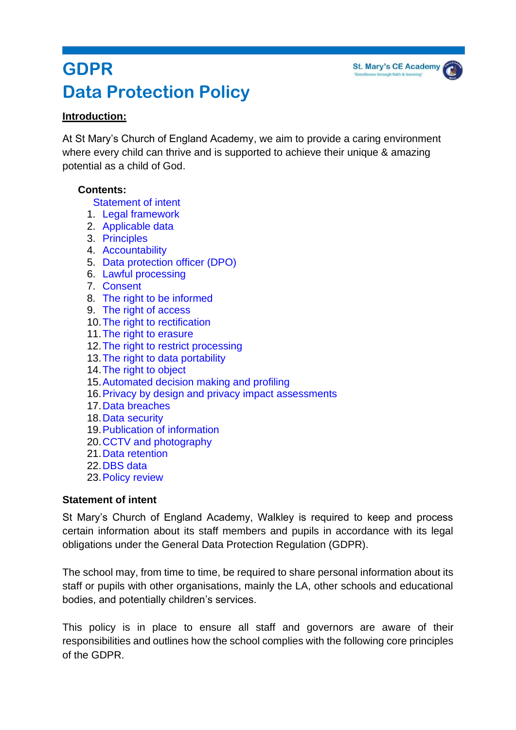# GDPR
# Data Protection Policy

**Introduction:**

At St Mary's Church of England Academy, we aim to provide a caring environment where every child can thrive and is supported to achieve their unique & amazing potential as a child of God.

**Contents:**

Statement of intent

1. Legal framework
2. Applicable data
3. Principles
4. Accountability
5. Data protection officer (DPO)
6. Lawful processing
7. Consent
8. The right to be informed
9. The right of access
10. The right to rectification
11. The right to erasure
12. The right to restrict processing
13. The right to data portability
14. The right to object
15. Automated decision making and profiling
16. Privacy by design and privacy impact assessments
17. Data breaches
18. Data security
19. Publication of information
20. CCTV and photography
21. Data retention
22. DBS data
23. Policy review

**Statement of intent**

St Mary's Church of England Academy, Walkley is required to keep and process certain information about its staff members and pupils in accordance with its legal obligations under the General Data Protection Regulation (GDPR).

The school may, from time to time, be required to share personal information about its staff or pupils with other organisations, mainly the LA, other schools and educational bodies, and potentially children's services.

This policy is in place to ensure all staff and governors are aware of their responsibilities and outlines how the school complies with the following core principles of the GDPR.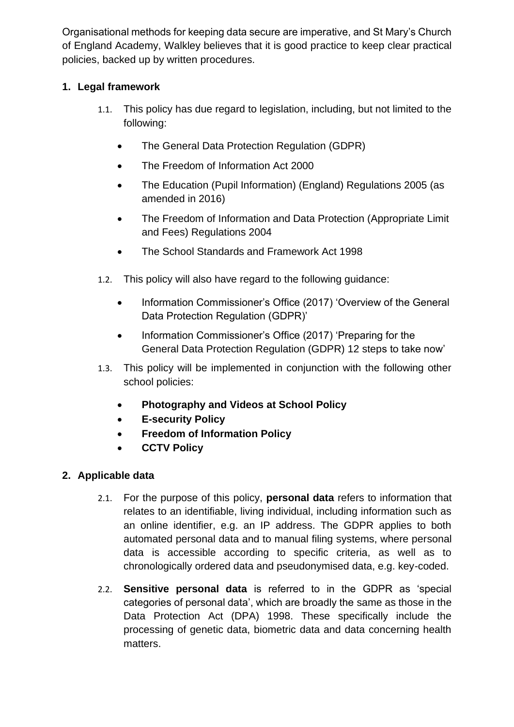Organisational methods for keeping data secure are imperative, and St Mary's Church of England Academy, Walkley believes that it is good practice to keep clear practical policies, backed up by written procedures.

## 1. Legal framework

1.1. This policy has due regard to legislation, including, but not limited to the following:

- The General Data Protection Regulation (GDPR)
- The Freedom of Information Act 2000
- The Education (Pupil Information) (England) Regulations 2005 (as amended in 2016)
- The Freedom of Information and Data Protection (Appropriate Limit and Fees) Regulations 2004
- The School Standards and Framework Act 1998

1.2. This policy will also have regard to the following guidance:

- Information Commissioner's Office (2017) 'Overview of the General Data Protection Regulation (GDPR)'
- Information Commissioner's Office (2017) 'Preparing for the General Data Protection Regulation (GDPR) 12 steps to take now'

1.3. This policy will be implemented in conjunction with the following other school policies:

- **Photography and Videos at School Policy**
- **E-security Policy**
- **Freedom of Information Policy**
- **CCTV Policy**

## 2. Applicable data

2.1. For the purpose of this policy, **personal data** refers to information that relates to an identifiable, living individual, including information such as an online identifier, e.g. an IP address. The GDPR applies to both automated personal data and to manual filing systems, where personal data is accessible according to specific criteria, as well as to chronologically ordered data and pseudonymised data, e.g. key-coded.

2.2. **Sensitive personal data** is referred to in the GDPR as 'special categories of personal data', which are broadly the same as those in the Data Protection Act (DPA) 1998. These specifically include the processing of genetic data, biometric data and data concerning health matters.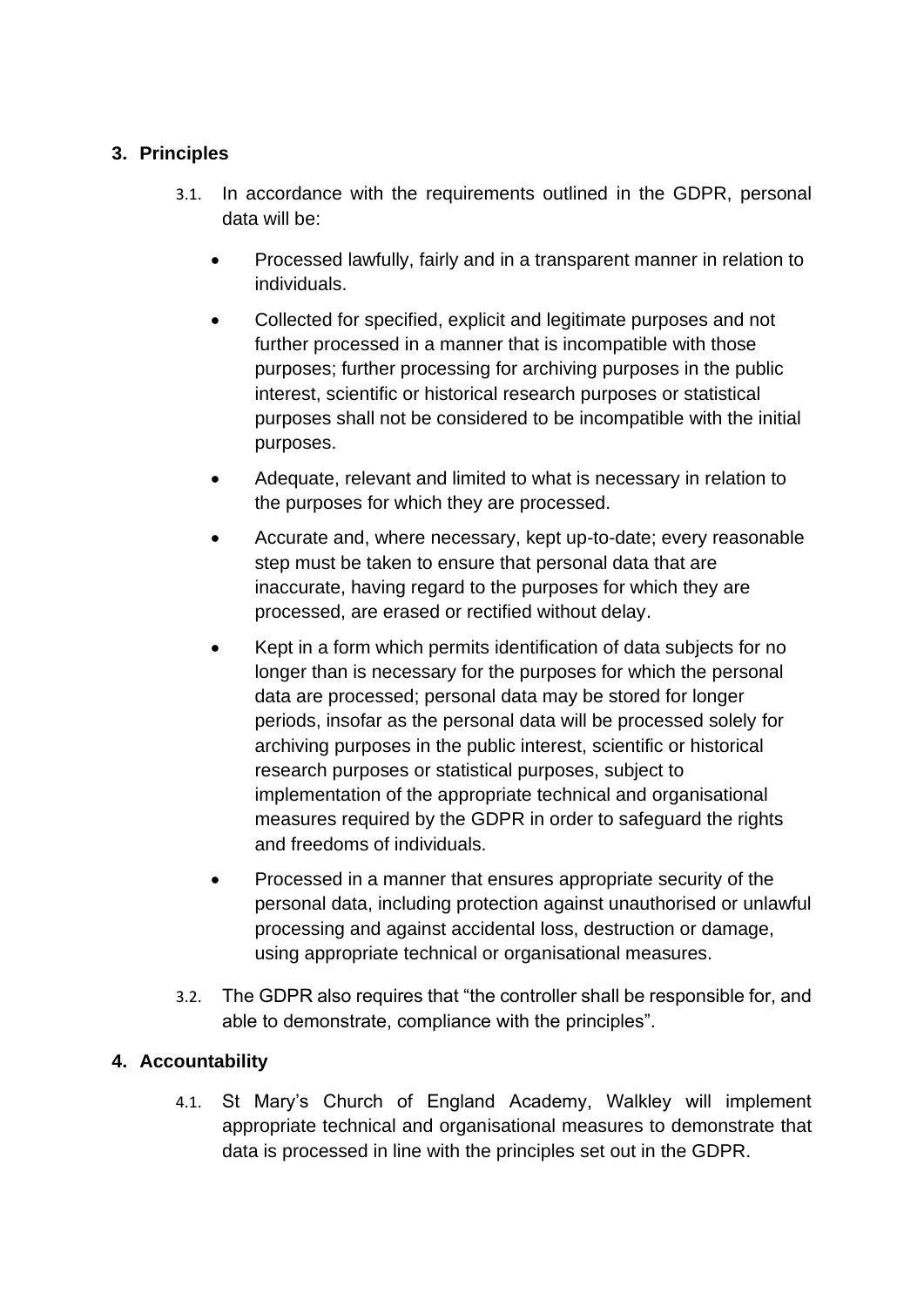## 3. Principles

3.1. In accordance with the requirements outlined in the GDPR, personal data will be:

- Processed lawfully, fairly and in a transparent manner in relation to individuals.
- Collected for specified, explicit and legitimate purposes and not further processed in a manner that is incompatible with those purposes; further processing for archiving purposes in the public interest, scientific or historical research purposes or statistical purposes shall not be considered to be incompatible with the initial purposes.
- Adequate, relevant and limited to what is necessary in relation to the purposes for which they are processed.
- Accurate and, where necessary, kept up-to-date; every reasonable step must be taken to ensure that personal data that are inaccurate, having regard to the purposes for which they are processed, are erased or rectified without delay.
- Kept in a form which permits identification of data subjects for no longer than is necessary for the purposes for which the personal data are processed; personal data may be stored for longer periods, insofar as the personal data will be processed solely for archiving purposes in the public interest, scientific or historical research purposes or statistical purposes, subject to implementation of the appropriate technical and organisational measures required by the GDPR in order to safeguard the rights and freedoms of individuals.
- Processed in a manner that ensures appropriate security of the personal data, including protection against unauthorised or unlawful processing and against accidental loss, destruction or damage, using appropriate technical or organisational measures.

3.2. The GDPR also requires that "the controller shall be responsible for, and able to demonstrate, compliance with the principles".

## 4. Accountability

4.1. St Mary's Church of England Academy, Walkley will implement appropriate technical and organisational measures to demonstrate that data is processed in line with the principles set out in the GDPR.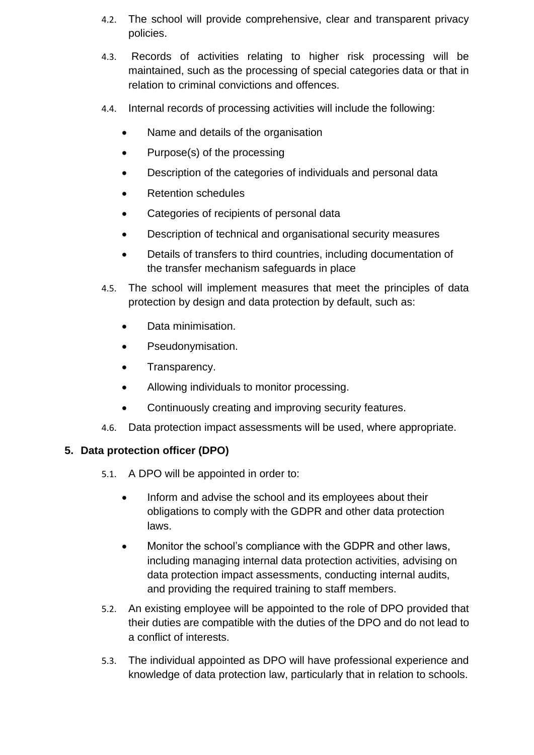4.2. The school will provide comprehensive, clear and transparent privacy policies.

4.3. Records of activities relating to higher risk processing will be maintained, such as the processing of special categories data or that in relation to criminal convictions and offences.

4.4. Internal records of processing activities will include the following:

- Name and details of the organisation
- Purpose(s) of the processing
- Description of the categories of individuals and personal data
- Retention schedules
- Categories of recipients of personal data
- Description of technical and organisational security measures
- Details of transfers to third countries, including documentation of the transfer mechanism safeguards in place

4.5. The school will implement measures that meet the principles of data protection by design and data protection by default, such as:

- Data minimisation.
- Pseudonymisation.
- Transparency.
- Allowing individuals to monitor processing.
- Continuously creating and improving security features.

4.6. Data protection impact assessments will be used, where appropriate.

## 5. Data protection officer (DPO)

5.1. A DPO will be appointed in order to:

- Inform and advise the school and its employees about their obligations to comply with the GDPR and other data protection laws.
- Monitor the school's compliance with the GDPR and other laws, including managing internal data protection activities, advising on data protection impact assessments, conducting internal audits, and providing the required training to staff members.

5.2. An existing employee will be appointed to the role of DPO provided that their duties are compatible with the duties of the DPO and do not lead to a conflict of interests.

5.3. The individual appointed as DPO will have professional experience and knowledge of data protection law, particularly that in relation to schools.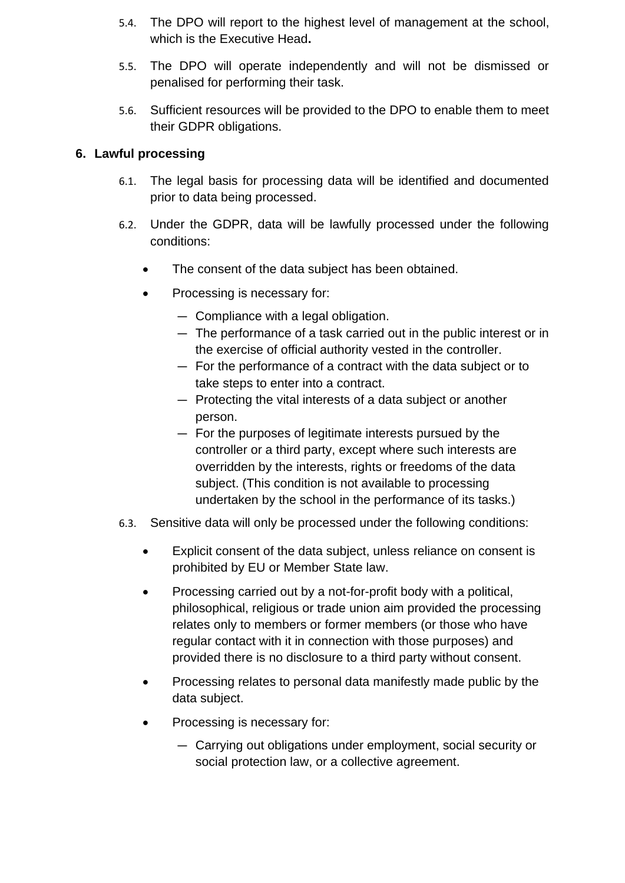5.4. The DPO will report to the highest level of management at the school, which is the Executive Head**.**

5.5. The DPO will operate independently and will not be dismissed or penalised for performing their task.

5.6. Sufficient resources will be provided to the DPO to enable them to meet their GDPR obligations.

## 6. Lawful processing

6.1. The legal basis for processing data will be identified and documented prior to data being processed.

6.2. Under the GDPR, data will be lawfully processed under the following conditions:

- The consent of the data subject has been obtained.
- Processing is necessary for:
  - Compliance with a legal obligation.
  - The performance of a task carried out in the public interest or in the exercise of official authority vested in the controller.
  - For the performance of a contract with the data subject or to take steps to enter into a contract.
  - Protecting the vital interests of a data subject or another person.
  - For the purposes of legitimate interests pursued by the controller or a third party, except where such interests are overridden by the interests, rights or freedoms of the data subject. (This condition is not available to processing undertaken by the school in the performance of its tasks.)

6.3. Sensitive data will only be processed under the following conditions:

- Explicit consent of the data subject, unless reliance on consent is prohibited by EU or Member State law.
- Processing carried out by a not-for-profit body with a political, philosophical, religious or trade union aim provided the processing relates only to members or former members (or those who have regular contact with it in connection with those purposes) and provided there is no disclosure to a third party without consent.
- Processing relates to personal data manifestly made public by the data subject.
- Processing is necessary for:
  - Carrying out obligations under employment, social security or social protection law, or a collective agreement.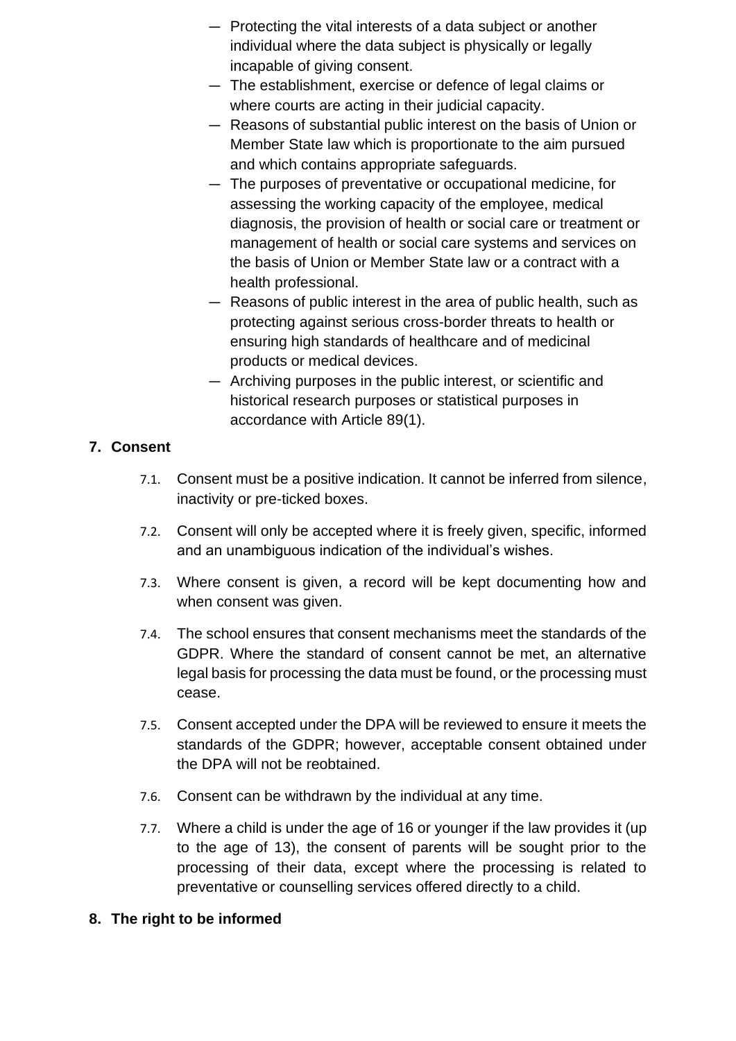- Protecting the vital interests of a data subject or another individual where the data subject is physically or legally incapable of giving consent.
- The establishment, exercise or defence of legal claims or where courts are acting in their judicial capacity.
- Reasons of substantial public interest on the basis of Union or Member State law which is proportionate to the aim pursued and which contains appropriate safeguards.
- The purposes of preventative or occupational medicine, for assessing the working capacity of the employee, medical diagnosis, the provision of health or social care or treatment or management of health or social care systems and services on the basis of Union or Member State law or a contract with a health professional.
- Reasons of public interest in the area of public health, such as protecting against serious cross-border threats to health or ensuring high standards of healthcare and of medicinal products or medical devices.
- Archiving purposes in the public interest, or scientific and historical research purposes or statistical purposes in accordance with Article 89(1).

## 7. Consent

7.1. Consent must be a positive indication. It cannot be inferred from silence, inactivity or pre-ticked boxes.

7.2. Consent will only be accepted where it is freely given, specific, informed and an unambiguous indication of the individual's wishes.

7.3. Where consent is given, a record will be kept documenting how and when consent was given.

7.4. The school ensures that consent mechanisms meet the standards of the GDPR. Where the standard of consent cannot be met, an alternative legal basis for processing the data must be found, or the processing must cease.

7.5. Consent accepted under the DPA will be reviewed to ensure it meets the standards of the GDPR; however, acceptable consent obtained under the DPA will not be reobtained.

7.6. Consent can be withdrawn by the individual at any time.

7.7. Where a child is under the age of 16 or younger if the law provides it (up to the age of 13), the consent of parents will be sought prior to the processing of their data, except where the processing is related to preventative or counselling services offered directly to a child.

## 8. The right to be informed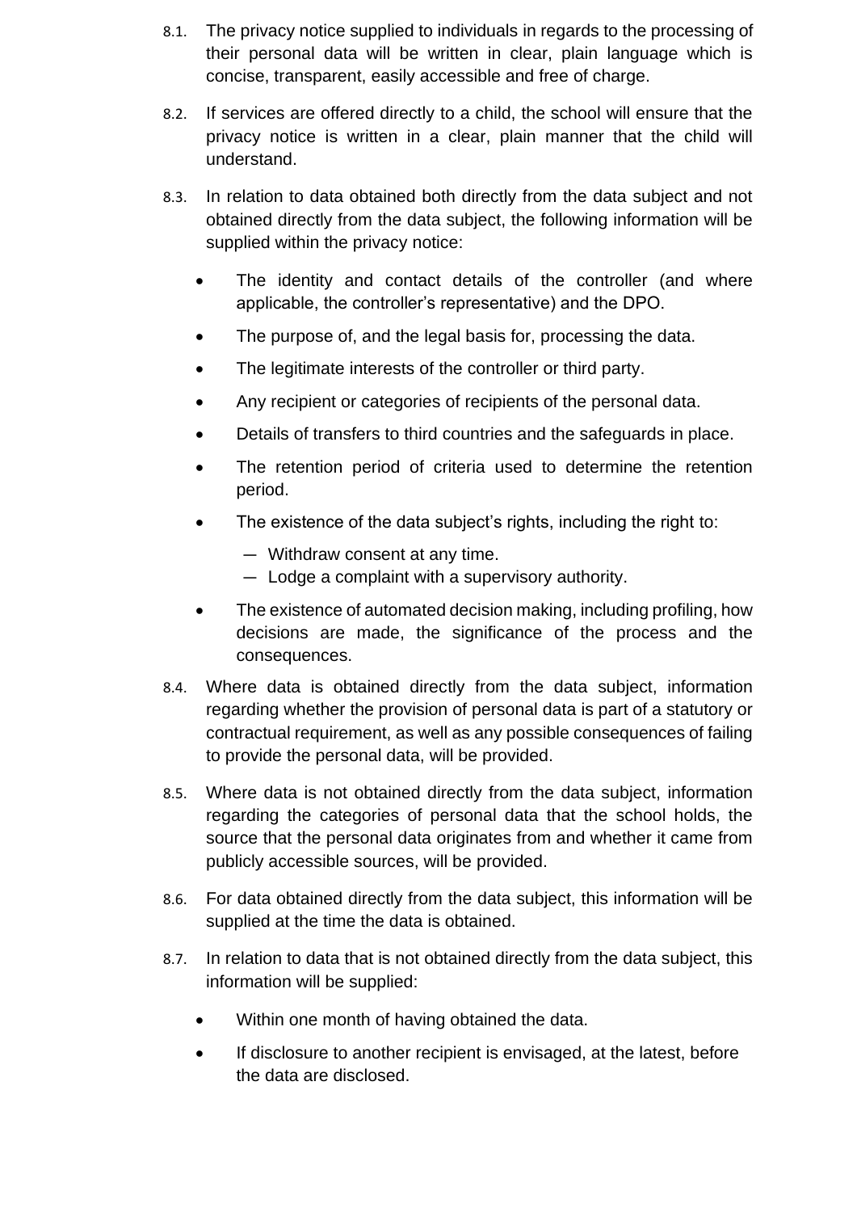8.1. The privacy notice supplied to individuals in regards to the processing of their personal data will be written in clear, plain language which is concise, transparent, easily accessible and free of charge.

8.2. If services are offered directly to a child, the school will ensure that the privacy notice is written in a clear, plain manner that the child will understand.

8.3. In relation to data obtained both directly from the data subject and not obtained directly from the data subject, the following information will be supplied within the privacy notice:

- The identity and contact details of the controller (and where applicable, the controller's representative) and the DPO.
- The purpose of, and the legal basis for, processing the data.
- The legitimate interests of the controller or third party.
- Any recipient or categories of recipients of the personal data.
- Details of transfers to third countries and the safeguards in place.
- The retention period of criteria used to determine the retention period.
- The existence of the data subject's rights, including the right to:
  - Withdraw consent at any time.
  - Lodge a complaint with a supervisory authority.
- The existence of automated decision making, including profiling, how decisions are made, the significance of the process and the consequences.

8.4. Where data is obtained directly from the data subject, information regarding whether the provision of personal data is part of a statutory or contractual requirement, as well as any possible consequences of failing to provide the personal data, will be provided.

8.5. Where data is not obtained directly from the data subject, information regarding the categories of personal data that the school holds, the source that the personal data originates from and whether it came from publicly accessible sources, will be provided.

8.6. For data obtained directly from the data subject, this information will be supplied at the time the data is obtained.

8.7. In relation to data that is not obtained directly from the data subject, this information will be supplied:

- Within one month of having obtained the data.
- If disclosure to another recipient is envisaged, at the latest, before the data are disclosed.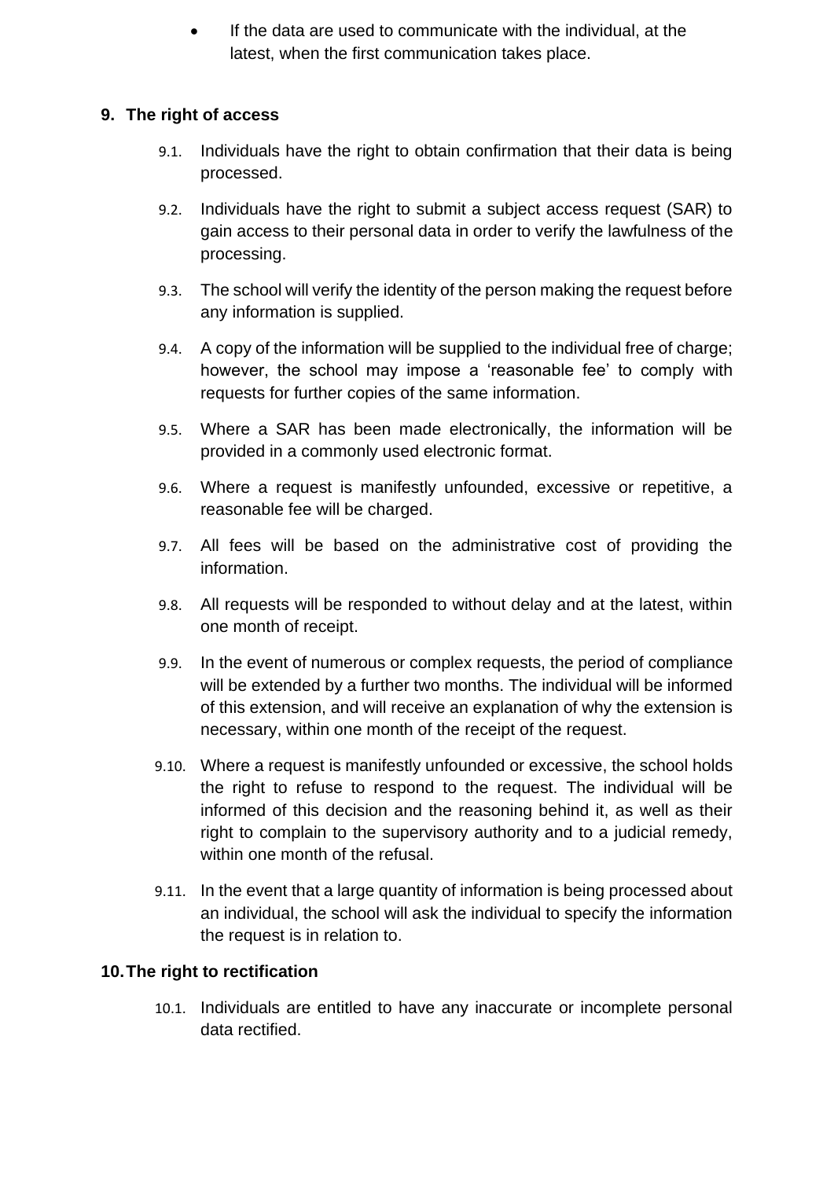- If the data are used to communicate with the individual, at the latest, when the first communication takes place.

## 9. The right of access

9.1. Individuals have the right to obtain confirmation that their data is being processed.

9.2. Individuals have the right to submit a subject access request (SAR) to gain access to their personal data in order to verify the lawfulness of the processing.

9.3. The school will verify the identity of the person making the request before any information is supplied.

9.4. A copy of the information will be supplied to the individual free of charge; however, the school may impose a 'reasonable fee' to comply with requests for further copies of the same information.

9.5. Where a SAR has been made electronically, the information will be provided in a commonly used electronic format.

9.6. Where a request is manifestly unfounded, excessive or repetitive, a reasonable fee will be charged.

9.7. All fees will be based on the administrative cost of providing the information.

9.8. All requests will be responded to without delay and at the latest, within one month of receipt.

9.9. In the event of numerous or complex requests, the period of compliance will be extended by a further two months. The individual will be informed of this extension, and will receive an explanation of why the extension is necessary, within one month of the receipt of the request.

9.10. Where a request is manifestly unfounded or excessive, the school holds the right to refuse to respond to the request. The individual will be informed of this decision and the reasoning behind it, as well as their right to complain to the supervisory authority and to a judicial remedy, within one month of the refusal.

9.11. In the event that a large quantity of information is being processed about an individual, the school will ask the individual to specify the information the request is in relation to.

## 10. The right to rectification

10.1. Individuals are entitled to have any inaccurate or incomplete personal data rectified.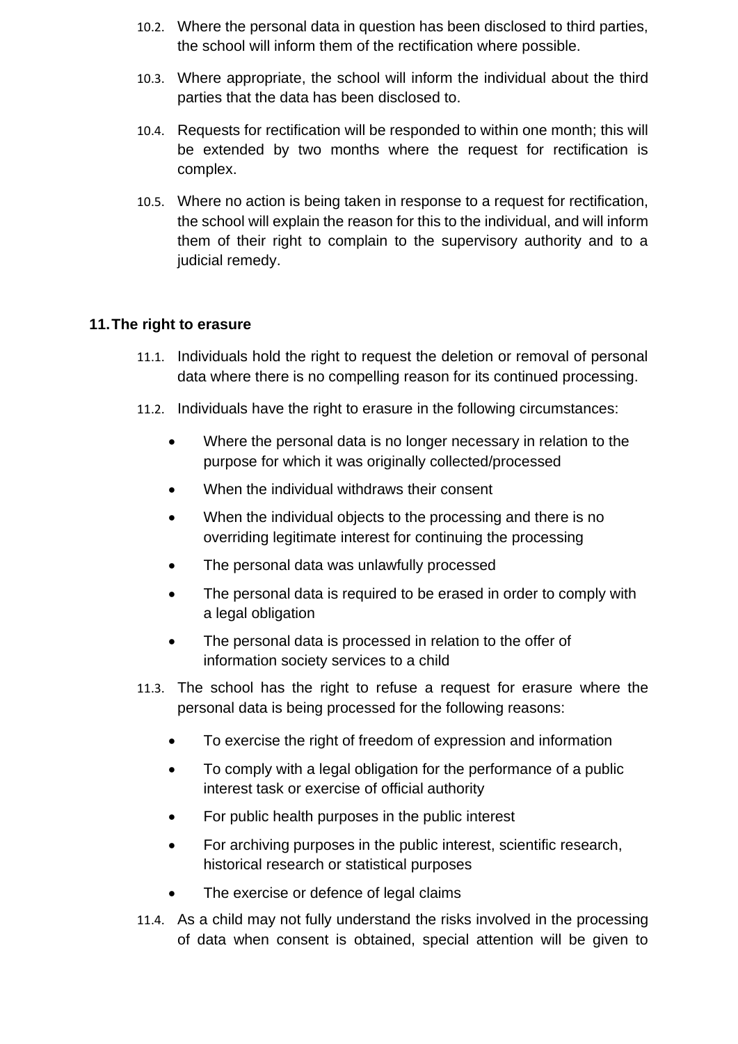10.2. Where the personal data in question has been disclosed to third parties, the school will inform them of the rectification where possible.

10.3. Where appropriate, the school will inform the individual about the third parties that the data has been disclosed to.

10.4. Requests for rectification will be responded to within one month; this will be extended by two months where the request for rectification is complex.

10.5. Where no action is being taken in response to a request for rectification, the school will explain the reason for this to the individual, and will inform them of their right to complain to the supervisory authority and to a judicial remedy.

## 11. The right to erasure

11.1. Individuals hold the right to request the deletion or removal of personal data where there is no compelling reason for its continued processing.

11.2. Individuals have the right to erasure in the following circumstances:

- Where the personal data is no longer necessary in relation to the purpose for which it was originally collected/processed
- When the individual withdraws their consent
- When the individual objects to the processing and there is no overriding legitimate interest for continuing the processing
- The personal data was unlawfully processed
- The personal data is required to be erased in order to comply with a legal obligation
- The personal data is processed in relation to the offer of information society services to a child

11.3. The school has the right to refuse a request for erasure where the personal data is being processed for the following reasons:

- To exercise the right of freedom of expression and information
- To comply with a legal obligation for the performance of a public interest task or exercise of official authority
- For public health purposes in the public interest
- For archiving purposes in the public interest, scientific research, historical research or statistical purposes
- The exercise or defence of legal claims

11.4. As a child may not fully understand the risks involved in the processing of data when consent is obtained, special attention will be given to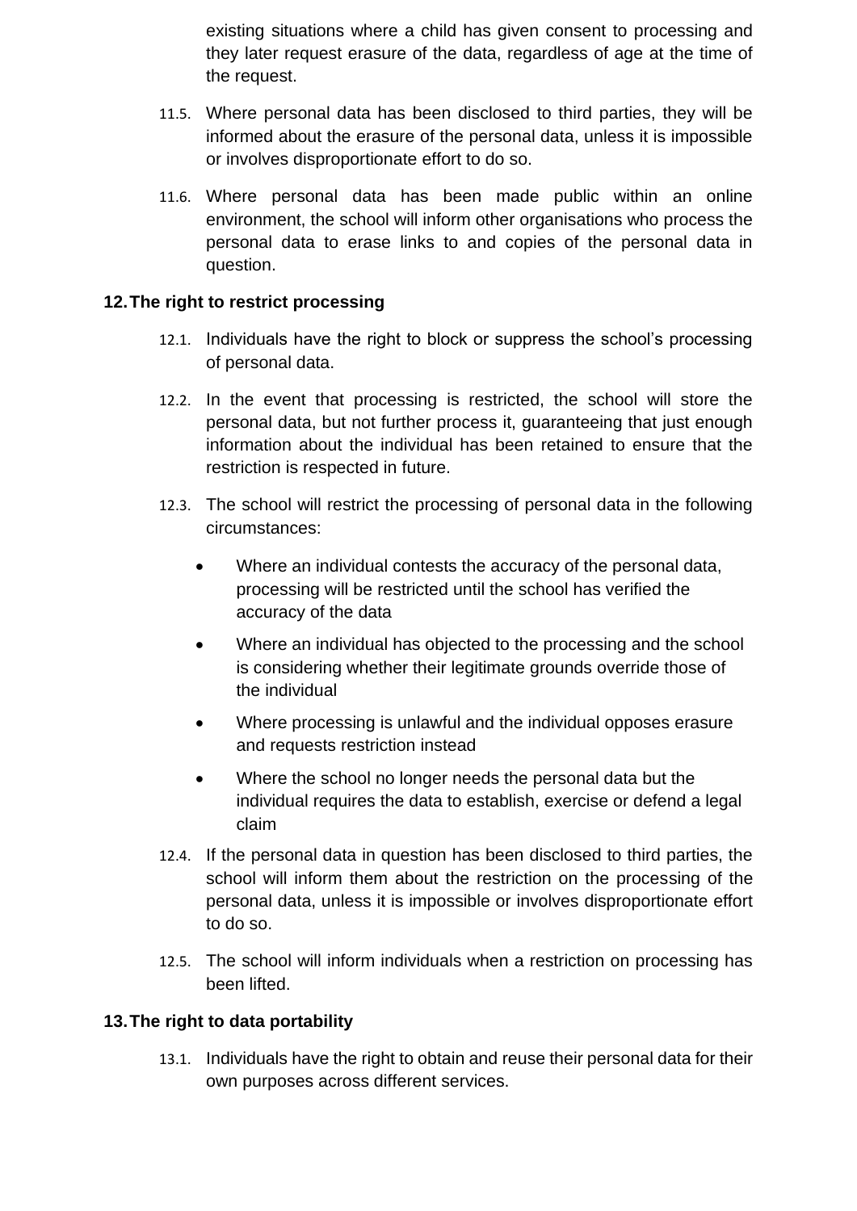existing situations where a child has given consent to processing and they later request erasure of the data, regardless of age at the time of the request.

11.5. Where personal data has been disclosed to third parties, they will be informed about the erasure of the personal data, unless it is impossible or involves disproportionate effort to do so.

11.6. Where personal data has been made public within an online environment, the school will inform other organisations who process the personal data to erase links to and copies of the personal data in question.

## 12. The right to restrict processing

12.1. Individuals have the right to block or suppress the school's processing of personal data.

12.2. In the event that processing is restricted, the school will store the personal data, but not further process it, guaranteeing that just enough information about the individual has been retained to ensure that the restriction is respected in future.

12.3. The school will restrict the processing of personal data in the following circumstances:

- Where an individual contests the accuracy of the personal data, processing will be restricted until the school has verified the accuracy of the data
- Where an individual has objected to the processing and the school is considering whether their legitimate grounds override those of the individual
- Where processing is unlawful and the individual opposes erasure and requests restriction instead
- Where the school no longer needs the personal data but the individual requires the data to establish, exercise or defend a legal claim

12.4. If the personal data in question has been disclosed to third parties, the school will inform them about the restriction on the processing of the personal data, unless it is impossible or involves disproportionate effort to do so.

12.5. The school will inform individuals when a restriction on processing has been lifted.

## 13. The right to data portability

13.1. Individuals have the right to obtain and reuse their personal data for their own purposes across different services.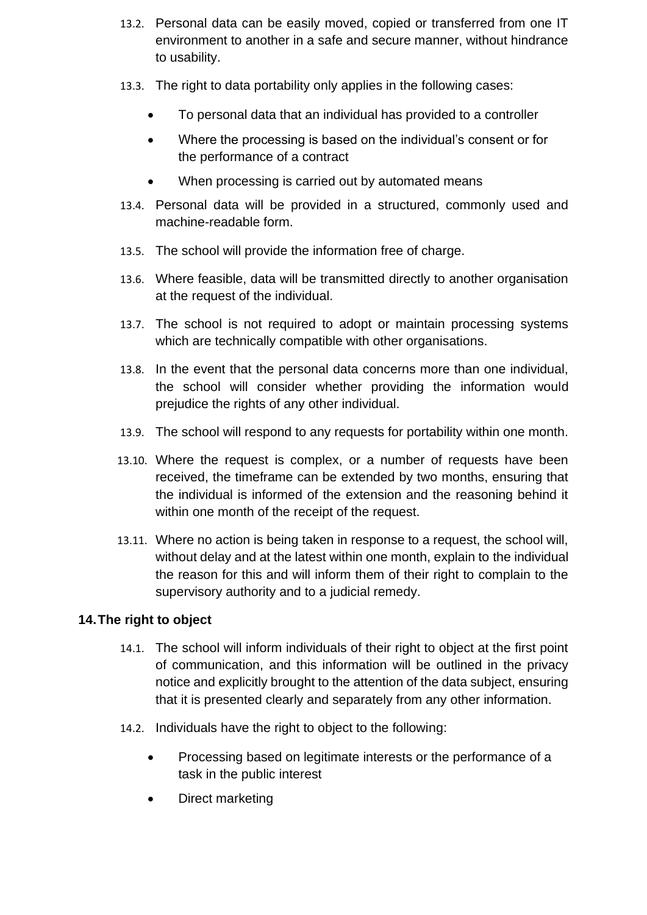13.2. Personal data can be easily moved, copied or transferred from one IT environment to another in a safe and secure manner, without hindrance to usability.

13.3. The right to data portability only applies in the following cases:

- To personal data that an individual has provided to a controller
- Where the processing is based on the individual's consent or for the performance of a contract
- When processing is carried out by automated means

13.4. Personal data will be provided in a structured, commonly used and machine-readable form.

13.5. The school will provide the information free of charge.

13.6. Where feasible, data will be transmitted directly to another organisation at the request of the individual.

13.7. The school is not required to adopt or maintain processing systems which are technically compatible with other organisations.

13.8. In the event that the personal data concerns more than one individual, the school will consider whether providing the information would prejudice the rights of any other individual.

13.9. The school will respond to any requests for portability within one month.

13.10. Where the request is complex, or a number of requests have been received, the timeframe can be extended by two months, ensuring that the individual is informed of the extension and the reasoning behind it within one month of the receipt of the request.

13.11. Where no action is being taken in response to a request, the school will, without delay and at the latest within one month, explain to the individual the reason for this and will inform them of their right to complain to the supervisory authority and to a judicial remedy.

## 14. The right to object

14.1. The school will inform individuals of their right to object at the first point of communication, and this information will be outlined in the privacy notice and explicitly brought to the attention of the data subject, ensuring that it is presented clearly and separately from any other information.

14.2. Individuals have the right to object to the following:

- Processing based on legitimate interests or the performance of a task in the public interest
- Direct marketing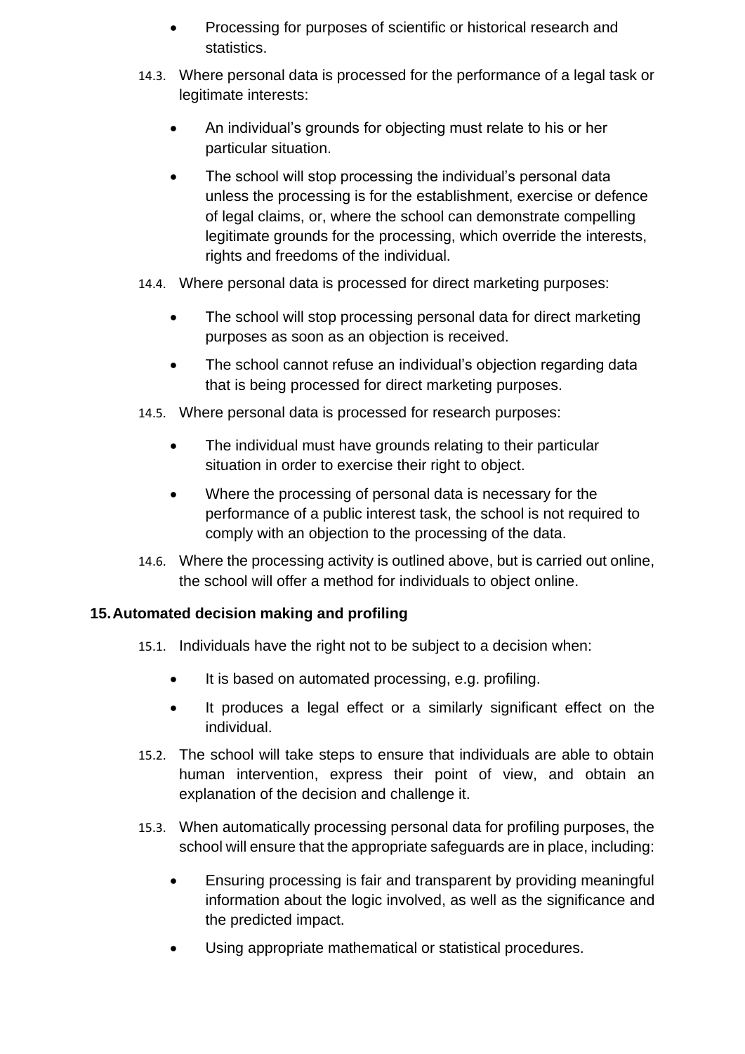- Processing for purposes of scientific or historical research and statistics.

14.3. Where personal data is processed for the performance of a legal task or legitimate interests:

- An individual's grounds for objecting must relate to his or her particular situation.
- The school will stop processing the individual's personal data unless the processing is for the establishment, exercise or defence of legal claims, or, where the school can demonstrate compelling legitimate grounds for the processing, which override the interests, rights and freedoms of the individual.

14.4. Where personal data is processed for direct marketing purposes:

- The school will stop processing personal data for direct marketing purposes as soon as an objection is received.
- The school cannot refuse an individual's objection regarding data that is being processed for direct marketing purposes.

14.5. Where personal data is processed for research purposes:

- The individual must have grounds relating to their particular situation in order to exercise their right to object.
- Where the processing of personal data is necessary for the performance of a public interest task, the school is not required to comply with an objection to the processing of the data.

14.6. Where the processing activity is outlined above, but is carried out online, the school will offer a method for individuals to object online.

## 15. Automated decision making and profiling

15.1. Individuals have the right not to be subject to a decision when:

- It is based on automated processing, e.g. profiling.
- It produces a legal effect or a similarly significant effect on the individual.

15.2. The school will take steps to ensure that individuals are able to obtain human intervention, express their point of view, and obtain an explanation of the decision and challenge it.

15.3. When automatically processing personal data for profiling purposes, the school will ensure that the appropriate safeguards are in place, including:

- Ensuring processing is fair and transparent by providing meaningful information about the logic involved, as well as the significance and the predicted impact.
- Using appropriate mathematical or statistical procedures.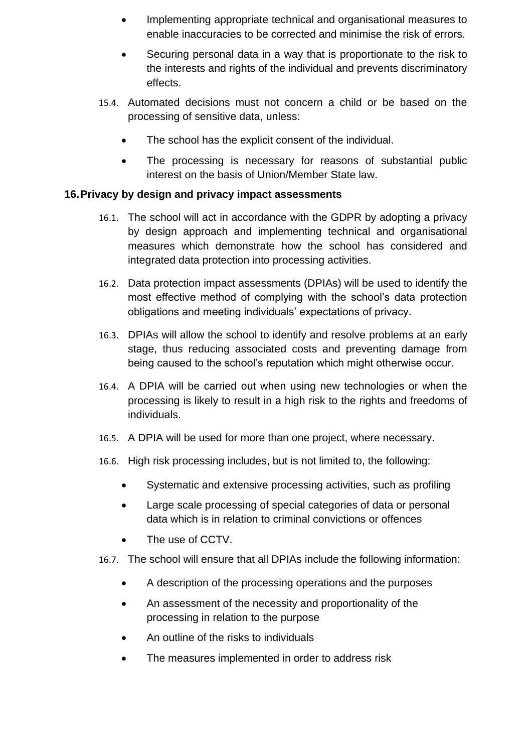- Implementing appropriate technical and organisational measures to enable inaccuracies to be corrected and minimise the risk of errors.
- Securing personal data in a way that is proportionate to the risk to the interests and rights of the individual and prevents discriminatory effects.

15.4. Automated decisions must not concern a child or be based on the processing of sensitive data, unless:

- The school has the explicit consent of the individual.
- The processing is necessary for reasons of substantial public interest on the basis of Union/Member State law.

## 16. Privacy by design and privacy impact assessments

16.1. The school will act in accordance with the GDPR by adopting a privacy by design approach and implementing technical and organisational measures which demonstrate how the school has considered and integrated data protection into processing activities.

16.2. Data protection impact assessments (DPIAs) will be used to identify the most effective method of complying with the school's data protection obligations and meeting individuals' expectations of privacy.

16.3. DPIAs will allow the school to identify and resolve problems at an early stage, thus reducing associated costs and preventing damage from being caused to the school's reputation which might otherwise occur.

16.4. A DPIA will be carried out when using new technologies or when the processing is likely to result in a high risk to the rights and freedoms of individuals.

16.5. A DPIA will be used for more than one project, where necessary.

16.6. High risk processing includes, but is not limited to, the following:

- Systematic and extensive processing activities, such as profiling
- Large scale processing of special categories of data or personal data which is in relation to criminal convictions or offences
- The use of CCTV.

16.7. The school will ensure that all DPIAs include the following information:

- A description of the processing operations and the purposes
- An assessment of the necessity and proportionality of the processing in relation to the purpose
- An outline of the risks to individuals
- The measures implemented in order to address risk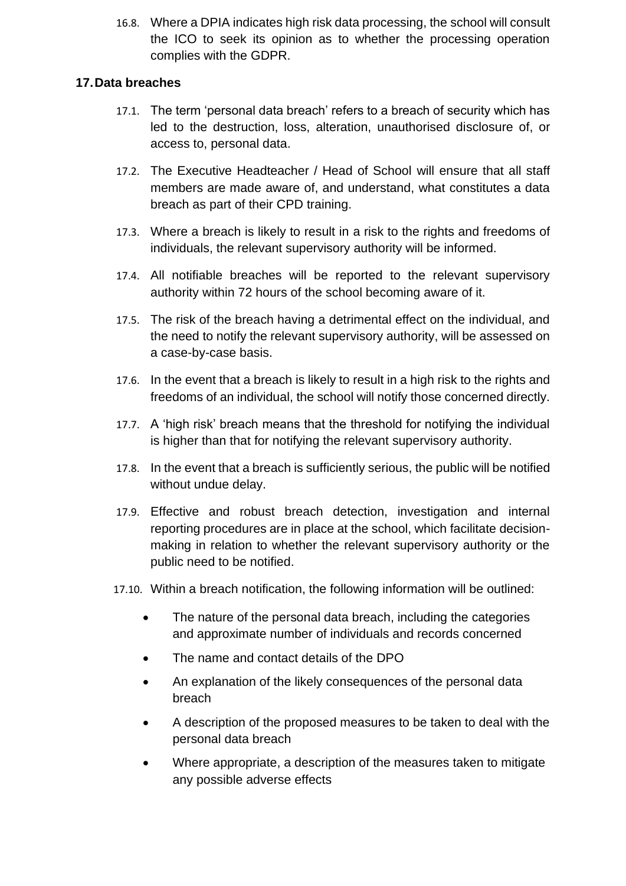16.8. Where a DPIA indicates high risk data processing, the school will consult the ICO to seek its opinion as to whether the processing operation complies with the GDPR.

## 17. Data breaches

17.1. The term 'personal data breach' refers to a breach of security which has led to the destruction, loss, alteration, unauthorised disclosure of, or access to, personal data.

17.2. The Executive Headteacher / Head of School will ensure that all staff members are made aware of, and understand, what constitutes a data breach as part of their CPD training.

17.3. Where a breach is likely to result in a risk to the rights and freedoms of individuals, the relevant supervisory authority will be informed.

17.4. All notifiable breaches will be reported to the relevant supervisory authority within 72 hours of the school becoming aware of it.

17.5. The risk of the breach having a detrimental effect on the individual, and the need to notify the relevant supervisory authority, will be assessed on a case-by-case basis.

17.6. In the event that a breach is likely to result in a high risk to the rights and freedoms of an individual, the school will notify those concerned directly.

17.7. A 'high risk' breach means that the threshold for notifying the individual is higher than that for notifying the relevant supervisory authority.

17.8. In the event that a breach is sufficiently serious, the public will be notified without undue delay.

17.9. Effective and robust breach detection, investigation and internal reporting procedures are in place at the school, which facilitate decision-making in relation to whether the relevant supervisory authority or the public need to be notified.

17.10. Within a breach notification, the following information will be outlined:

- The nature of the personal data breach, including the categories and approximate number of individuals and records concerned
- The name and contact details of the DPO
- An explanation of the likely consequences of the personal data breach
- A description of the proposed measures to be taken to deal with the personal data breach
- Where appropriate, a description of the measures taken to mitigate any possible adverse effects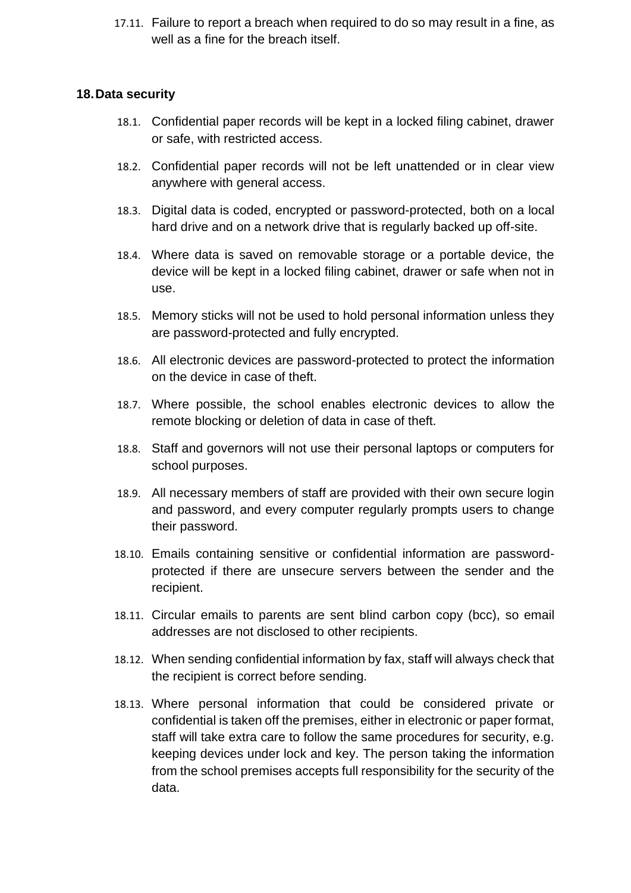17.11. Failure to report a breach when required to do so may result in a fine, as well as a fine for the breach itself.

## 18. Data security

18.1. Confidential paper records will be kept in a locked filing cabinet, drawer or safe, with restricted access.

18.2. Confidential paper records will not be left unattended or in clear view anywhere with general access.

18.3. Digital data is coded, encrypted or password-protected, both on a local hard drive and on a network drive that is regularly backed up off-site.

18.4. Where data is saved on removable storage or a portable device, the device will be kept in a locked filing cabinet, drawer or safe when not in use.

18.5. Memory sticks will not be used to hold personal information unless they are password-protected and fully encrypted.

18.6. All electronic devices are password-protected to protect the information on the device in case of theft.

18.7. Where possible, the school enables electronic devices to allow the remote blocking or deletion of data in case of theft.

18.8. Staff and governors will not use their personal laptops or computers for school purposes.

18.9. All necessary members of staff are provided with their own secure login and password, and every computer regularly prompts users to change their password.

18.10. Emails containing sensitive or confidential information are password-protected if there are unsecure servers between the sender and the recipient.

18.11. Circular emails to parents are sent blind carbon copy (bcc), so email addresses are not disclosed to other recipients.

18.12. When sending confidential information by fax, staff will always check that the recipient is correct before sending.

18.13. Where personal information that could be considered private or confidential is taken off the premises, either in electronic or paper format, staff will take extra care to follow the same procedures for security, e.g. keeping devices under lock and key. The person taking the information from the school premises accepts full responsibility for the security of the data.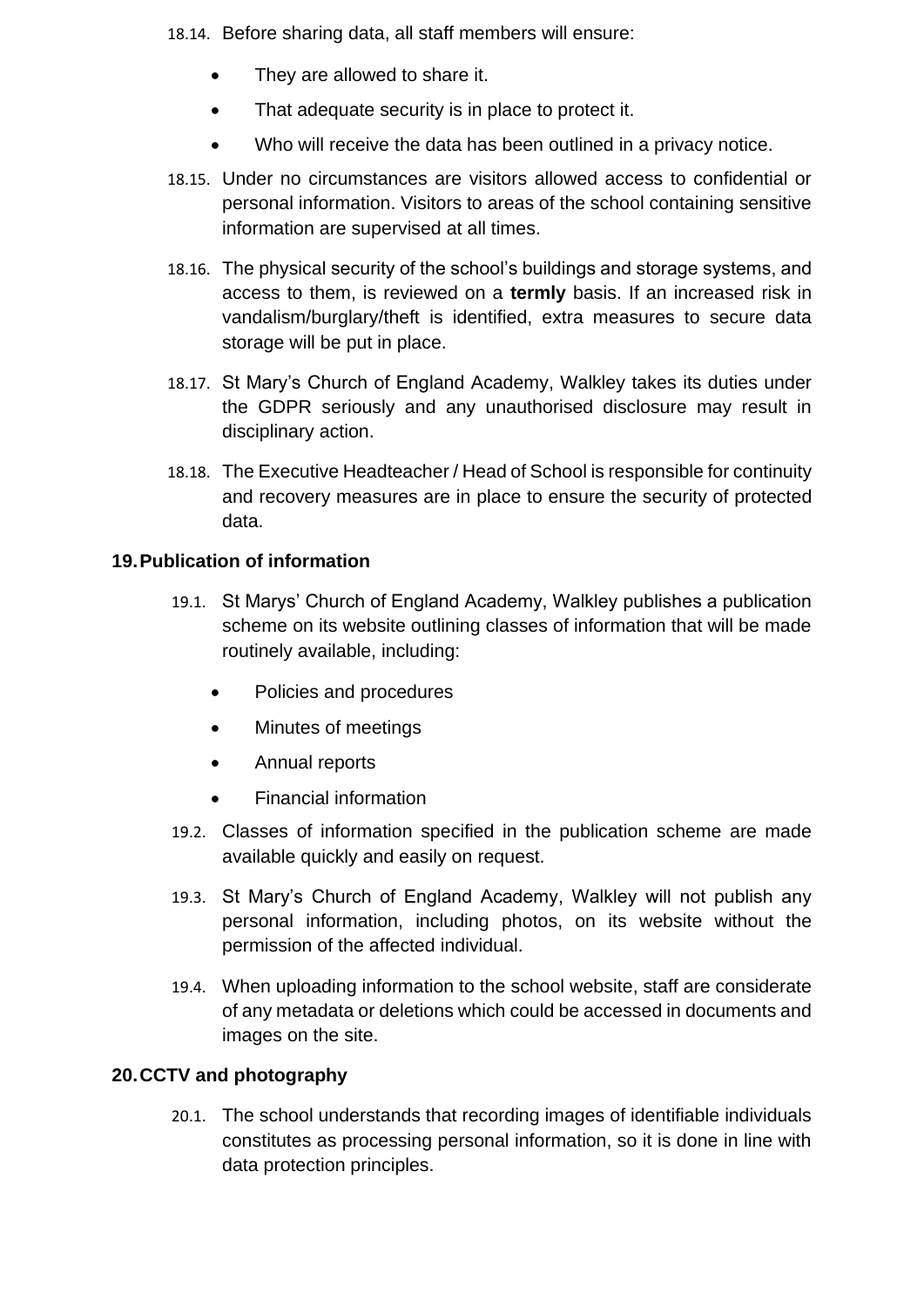18.14. Before sharing data, all staff members will ensure:

- They are allowed to share it.
- That adequate security is in place to protect it.
- Who will receive the data has been outlined in a privacy notice.

18.15. Under no circumstances are visitors allowed access to confidential or personal information. Visitors to areas of the school containing sensitive information are supervised at all times.

18.16. The physical security of the school's buildings and storage systems, and access to them, is reviewed on a **termly** basis. If an increased risk in vandalism/burglary/theft is identified, extra measures to secure data storage will be put in place.

18.17. St Mary's Church of England Academy, Walkley takes its duties under the GDPR seriously and any unauthorised disclosure may result in disciplinary action.

18.18. The Executive Headteacher / Head of School is responsible for continuity and recovery measures are in place to ensure the security of protected data.

## 19. Publication of information

19.1. St Marys' Church of England Academy, Walkley publishes a publication scheme on its website outlining classes of information that will be made routinely available, including:

- Policies and procedures
- Minutes of meetings
- Annual reports
- Financial information

19.2. Classes of information specified in the publication scheme are made available quickly and easily on request.

19.3. St Mary's Church of England Academy, Walkley will not publish any personal information, including photos, on its website without the permission of the affected individual.

19.4. When uploading information to the school website, staff are considerate of any metadata or deletions which could be accessed in documents and images on the site.

## 20. CCTV and photography

20.1. The school understands that recording images of identifiable individuals constitutes as processing personal information, so it is done in line with data protection principles.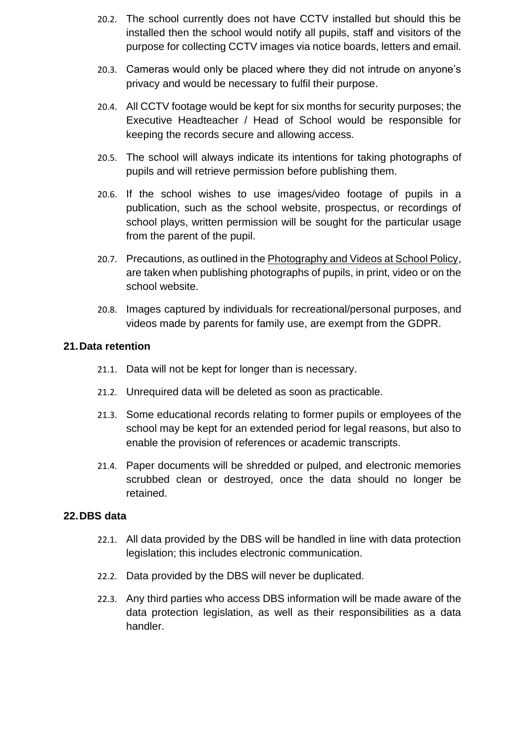20.2. The school currently does not have CCTV installed but should this be installed then the school would notify all pupils, staff and visitors of the purpose for collecting CCTV images via notice boards, letters and email.

20.3. Cameras would only be placed where they did not intrude on anyone's privacy and would be necessary to fulfil their purpose.

20.4. All CCTV footage would be kept for six months for security purposes; the Executive Headteacher / Head of School would be responsible for keeping the records secure and allowing access.

20.5. The school will always indicate its intentions for taking photographs of pupils and will retrieve permission before publishing them.

20.6. If the school wishes to use images/video footage of pupils in a publication, such as the school website, prospectus, or recordings of school plays, written permission will be sought for the particular usage from the parent of the pupil.

20.7. Precautions, as outlined in the Photography and Videos at School Policy, are taken when publishing photographs of pupils, in print, video or on the school website.

20.8. Images captured by individuals for recreational/personal purposes, and videos made by parents for family use, are exempt from the GDPR.

## 21. Data retention

21.1. Data will not be kept for longer than is necessary.

21.2. Unrequired data will be deleted as soon as practicable.

21.3. Some educational records relating to former pupils or employees of the school may be kept for an extended period for legal reasons, but also to enable the provision of references or academic transcripts.

21.4. Paper documents will be shredded or pulped, and electronic memories scrubbed clean or destroyed, once the data should no longer be retained.

## 22. DBS data

22.1. All data provided by the DBS will be handled in line with data protection legislation; this includes electronic communication.

22.2. Data provided by the DBS will never be duplicated.

22.3. Any third parties who access DBS information will be made aware of the data protection legislation, as well as their responsibilities as a data handler.